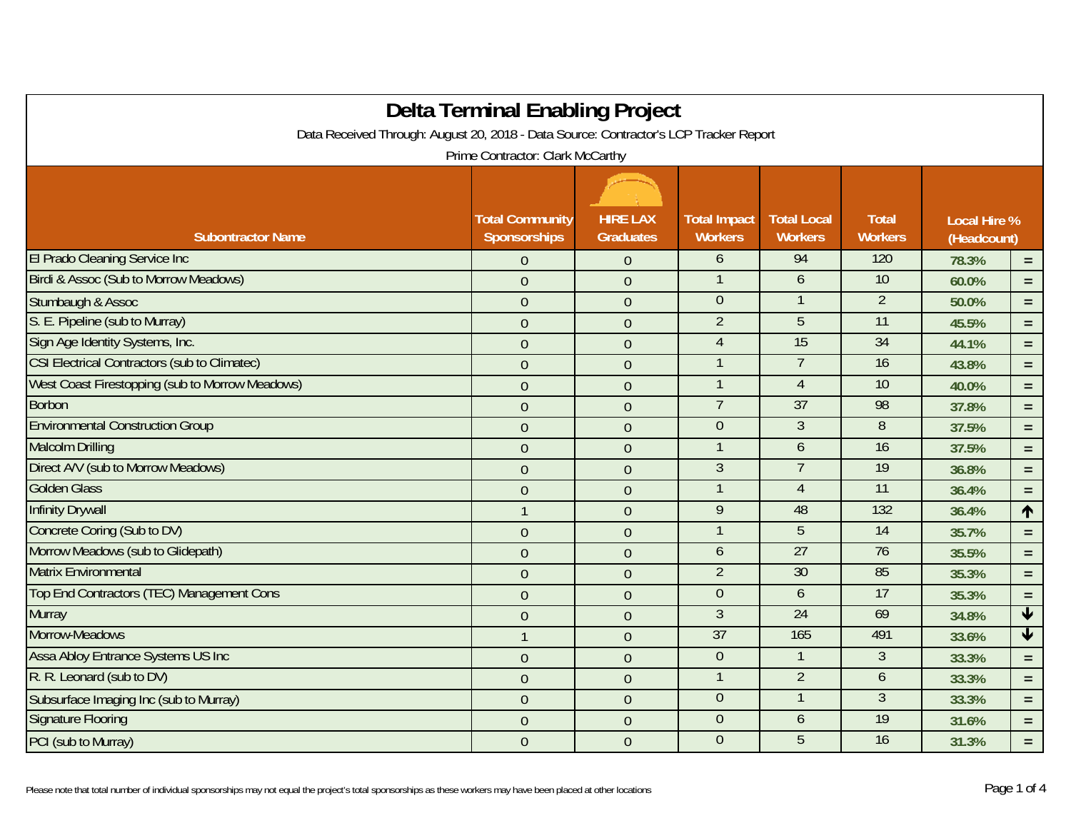# Delta Terminal Enabling Project

Data Received Through: August 20, 2018 - Data Source: Contractor's LCP Tracker Report

Prime Contractor: Clark McCarthy

| Subontractor Name | Total Community Sponsorships | HIRE LAX Graduates | Total Impact Workers | Total Local Workers | Total Workers | Local Hire % (Headcount) | |
|---|---|---|---|---|---|---|---|
| El Prado Cleaning Service Inc | 0 | 0 | 6 | 94 | 120 | 78.3% | = |
| Birdi & Assoc (Sub to Morrow Meadows) | 0 | 0 | 1 | 6 | 10 | 60.0% | = |
| Stumbaugh & Assoc | 0 | 0 | 0 | 1 | 2 | 50.0% | = |
| S. E. Pipeline (sub to Murray) | 0 | 0 | 2 | 5 | 11 | 45.5% | = |
| Sign Age Identity Systems, Inc. | 0 | 0 | 4 | 15 | 34 | 44.1% | = |
| CSI Electrical Contractors (sub to Climatec) | 0 | 0 | 1 | 7 | 16 | 43.8% | = |
| West Coast Firestopping (sub to Morrow Meadows) | 0 | 0 | 1 | 4 | 10 | 40.0% | = |
| Borbon | 0 | 0 | 7 | 37 | 98 | 37.8% | = |
| Environmental Construction Group | 0 | 0 | 0 | 3 | 8 | 37.5% | = |
| Malcolm Drilling | 0 | 0 | 1 | 6 | 16 | 37.5% | = |
| Direct A/V (sub to Morrow Meadows) | 0 | 0 | 3 | 7 | 19 | 36.8% | = |
| Golden Glass | 0 | 0 | 1 | 4 | 11 | 36.4% | = |
| Infinity Drywall | 1 | 0 | 9 | 48 | 132 | 36.4% | ↑ |
| Concrete Coring (Sub to DV) | 0 | 0 | 1 | 5 | 14 | 35.7% | = |
| Morrow Meadows (sub to Glidepath) | 0 | 0 | 6 | 27 | 76 | 35.5% | = |
| Matrix Environmental | 0 | 0 | 2 | 30 | 85 | 35.3% | = |
| Top End Contractors (TEC) Management Cons | 0 | 0 | 0 | 6 | 17 | 35.3% | = |
| Murray | 0 | 0 | 3 | 24 | 69 | 34.8% | ↓ |
| Morrow-Meadows | 1 | 0 | 37 | 165 | 491 | 33.6% | ↓ |
| Assa Abloy Entrance Systems US Inc | 0 | 0 | 0 | 1 | 3 | 33.3% | = |
| R. R. Leonard (sub to DV) | 0 | 0 | 1 | 2 | 6 | 33.3% | = |
| Subsurface Imaging Inc (sub to Murray) | 0 | 0 | 0 | 1 | 3 | 33.3% | = |
| Signature Flooring | 0 | 0 | 0 | 6 | 19 | 31.6% | = |
| PCI (sub to Murray) | 0 | 0 | 0 | 5 | 16 | 31.3% | = |

Please note that total number of individual sponsorships may not equal the project's total sponsorships as these workers may have been placed at other locations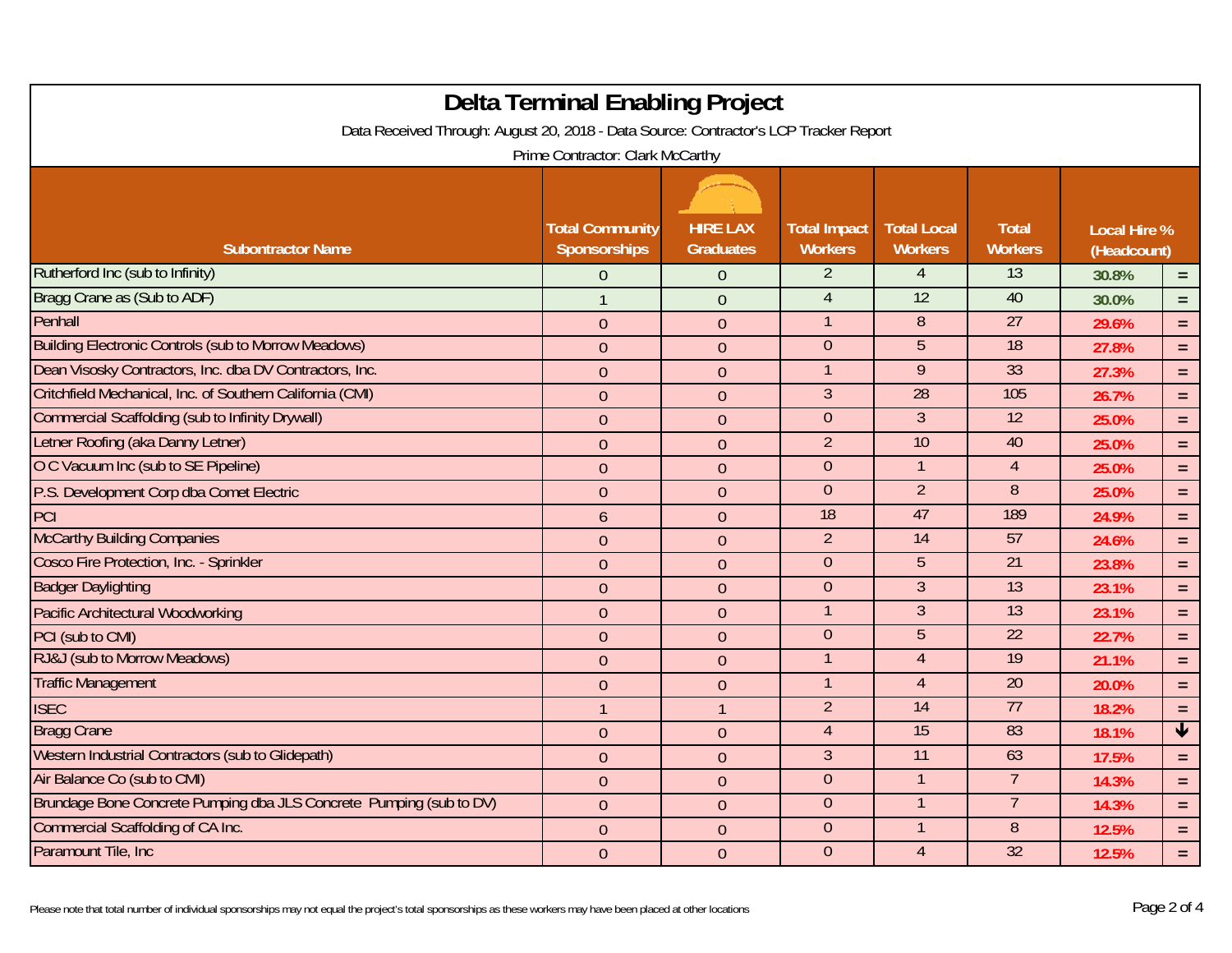# Delta Terminal Enabling Project

Data Received Through: August 20, 2018 - Data Source: Contractor's LCP Tracker Report

Prime Contractor: Clark McCarthy

| Subontractor Name | Total Community Sponsorships | HIRE LAX Graduates | Total Impact Workers | Total Local Workers | Total Workers | Local Hire % (Headcount) | |
|---|---|---|---|---|---|---|---|
| Rutherford Inc (sub to Infinity) | 0 | 0 | 2 | 4 | 13 | 30.8% | = |
| Bragg Crane as (Sub to ADF) | 1 | 0 | 4 | 12 | 40 | 30.0% | = |
| Penhall | 0 | 0 | 1 | 8 | 27 | 29.6% | = |
| Building Electronic Controls (sub to Morrow Meadows) | 0 | 0 | 0 | 5 | 18 | 27.8% | = |
| Dean Visosky Contractors, Inc. dba DV Contractors, Inc. | 0 | 0 | 1 | 9 | 33 | 27.3% | = |
| Critchfield Mechanical, Inc. of Southern California (CMI) | 0 | 0 | 3 | 28 | 105 | 26.7% | = |
| Commercial Scaffolding (sub to Infinity Drywall) | 0 | 0 | 0 | 3 | 12 | 25.0% | = |
| Letner Roofing (aka Danny Letner) | 0 | 0 | 2 | 10 | 40 | 25.0% | = |
| O C Vacuum Inc (sub to SE Pipeline) | 0 | 0 | 0 | 1 | 4 | 25.0% | = |
| P.S. Development Corp dba Comet Electric | 0 | 0 | 0 | 2 | 8 | 25.0% | = |
| PCI | 6 | 0 | 18 | 47 | 189 | 24.9% | = |
| McCarthy Building Companies | 0 | 0 | 2 | 14 | 57 | 24.6% | = |
| Cosco Fire Protection, Inc. - Sprinkler | 0 | 0 | 0 | 5 | 21 | 23.8% | = |
| Badger Daylighting | 0 | 0 | 0 | 3 | 13 | 23.1% | = |
| Pacific Architectural Woodworking | 0 | 0 | 1 | 3 | 13 | 23.1% | = |
| PCI (sub to CMI) | 0 | 0 | 0 | 5 | 22 | 22.7% | = |
| RJ&J (sub to Morrow Meadows) | 0 | 0 | 1 | 4 | 19 | 21.1% | = |
| Traffic Management | 0 | 0 | 1 | 4 | 20 | 20.0% | = |
| ISEC | 1 | 1 | 2 | 14 | 77 | 18.2% | = |
| Bragg Crane | 0 | 0 | 4 | 15 | 83 | 18.1% | ↓ |
| Western Industrial Contractors (sub to Glidepath) | 0 | 0 | 3 | 11 | 63 | 17.5% | = |
| Air Balance Co (sub to CMI) | 0 | 0 | 0 | 1 | 7 | 14.3% | = |
| Brundage Bone Concrete Pumping dba JLS Concrete Pumping (sub to DV) | 0 | 0 | 0 | 1 | 7 | 14.3% | = |
| Commercial Scaffolding of CA Inc. | 0 | 0 | 0 | 1 | 8 | 12.5% | = |
| Paramount Tile, Inc | 0 | 0 | 0 | 4 | 32 | 12.5% | = |

Please note that total number of individual sponsorships may not equal the project's total sponsorships as these workers may have been placed at other locations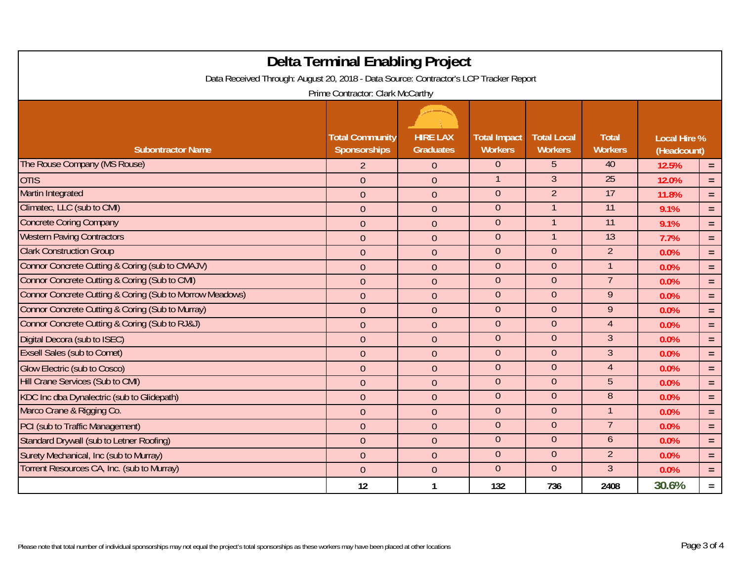# Delta Terminal Enabling Project

Data Received Through: August 20, 2018 - Data Source: Contractor's LCP Tracker Report

Prime Contractor: Clark McCarthy

| Subontractor Name | Total Community Sponsorships | HIRE LAX Graduates | Total Impact Workers | Total Local Workers | Total Workers | Local Hire % (Headcount) | |
|---|---|---|---|---|---|---|---|
| The Rouse Company (MS Rouse) | 2 | 0 | 0 | 5 | 40 | 12.5% | = |
| OTIS | 0 | 0 | 1 | 3 | 25 | 12.0% | = |
| Martin Integrated | 0 | 0 | 0 | 2 | 17 | 11.8% | = |
| Climatec, LLC (sub to CMI) | 0 | 0 | 0 | 1 | 11 | 9.1% | = |
| Concrete Coring Company | 0 | 0 | 0 | 1 | 11 | 9.1% | = |
| Western Paving Contractors | 0 | 0 | 0 | 1 | 13 | 7.7% | = |
| Clark Construction Group | 0 | 0 | 0 | 0 | 2 | 0.0% | = |
| Connor Concrete Cutting & Coring (sub to CMAJV) | 0 | 0 | 0 | 0 | 1 | 0.0% | = |
| Connor Concrete Cutting & Coring (Sub to CMI) | 0 | 0 | 0 | 0 | 7 | 0.0% | = |
| Connor Concrete Cutting & Coring (Sub to Morrow Meadows) | 0 | 0 | 0 | 0 | 9 | 0.0% | = |
| Connor Concrete Cutting & Coring (Sub to Murray) | 0 | 0 | 0 | 0 | 9 | 0.0% | = |
| Connor Concrete Cutting & Coring (Sub to RJ&J) | 0 | 0 | 0 | 0 | 4 | 0.0% | = |
| Digital Decora (sub to ISEC) | 0 | 0 | 0 | 0 | 3 | 0.0% | = |
| Exsell Sales (sub to Comet) | 0 | 0 | 0 | 0 | 3 | 0.0% | = |
| Glow Electric (sub to Cosco) | 0 | 0 | 0 | 0 | 4 | 0.0% | = |
| Hill Crane Services (Sub to CMI) | 0 | 0 | 0 | 0 | 5 | 0.0% | = |
| KDC Inc dba Dynalectric (sub to Glidepath) | 0 | 0 | 0 | 0 | 8 | 0.0% | = |
| Marco Crane & Rigging Co. | 0 | 0 | 0 | 0 | 1 | 0.0% | = |
| PCI (sub to Traffic Management) | 0 | 0 | 0 | 0 | 7 | 0.0% | = |
| Standard Drywall (sub to Letner Roofing) | 0 | 0 | 0 | 0 | 6 | 0.0% | = |
| Surety Mechanical, Inc (sub to Murray) | 0 | 0 | 0 | 0 | 2 | 0.0% | = |
| Torrent Resources CA, Inc. (sub to Murray) | 0 | 0 | 0 | 0 | 3 | 0.0% | = |
| | **12** | **1** | **132** | **736** | **2408** | **30.6%** | = |

Please note that total number of individual sponsorships may not equal the project's total sponsorships as these workers may have been placed at other locations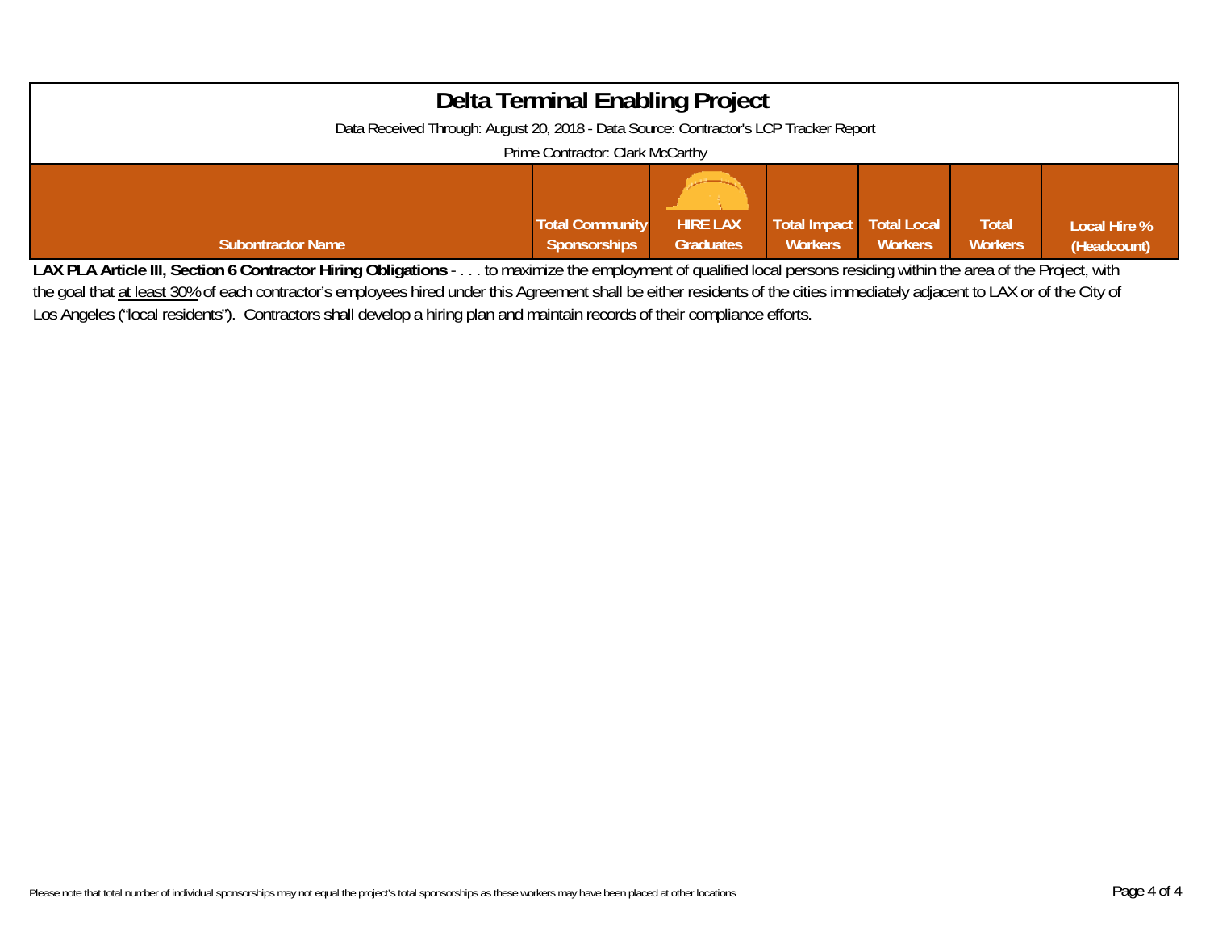# Delta Terminal Enabling Project

Data Received Through: August 20, 2018 - Data Source: Contractor's LCP Tracker Report

Prime Contractor: Clark McCarthy

| Subontractor Name | Total Community Sponsorships | HIRE LAX Graduates | Total Impact Workers | Total Local Workers | Total Workers | Local Hire % (Headcount) |
|---|---|---|---|---|---|---|

**LAX PLA Article III, Section 6 Contractor Hiring Obligations** - . . . to maximize the employment of qualified local persons residing within the area of the Project, with the goal that at least 30% of each contractor's employees hired under this Agreement shall be either residents of the cities immediately adjacent to LAX or of the City of Los Angeles ("local residents"). Contractors shall develop a hiring plan and maintain records of their compliance efforts.

Please note that total number of individual sponsorships may not equal the project's total sponsorships as these workers may have been placed at other locations